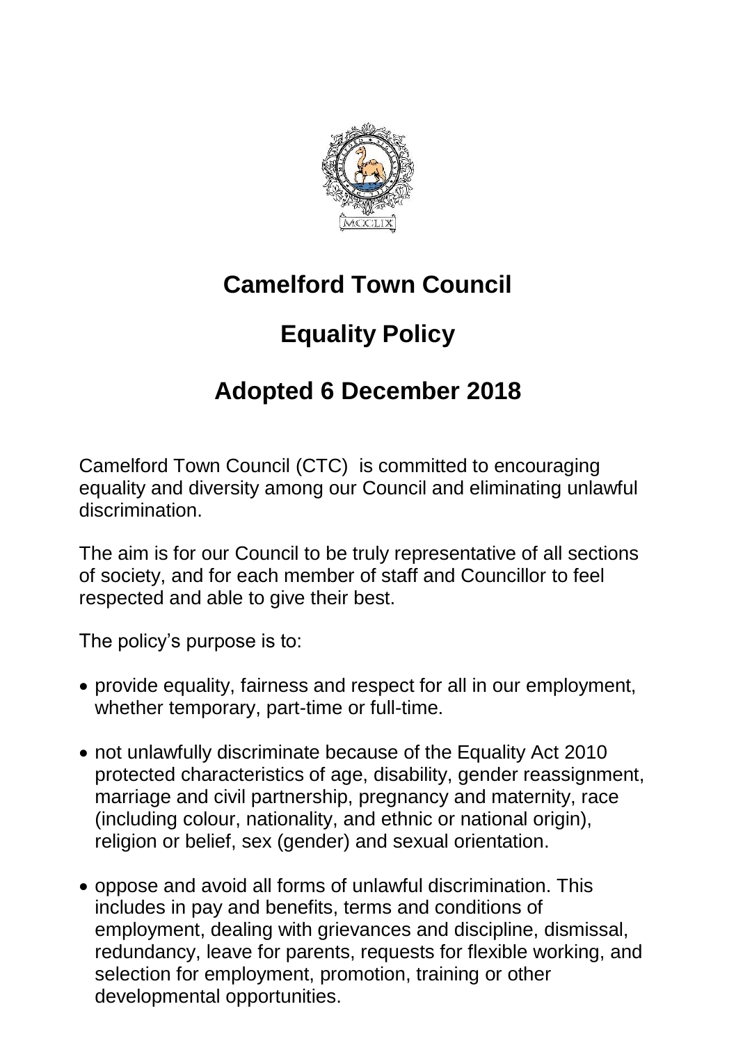# Camelford Town Council

## Equality Policy

## Adopted 6 December 2018

Camelford Town Council (CTC) is committed to encouraging equality and diversity among our Council and eliminating unlawful discrimination.

The aim is for our Council to be truly representative of all sections of society, and for each member of staff and Councillor to feel respected and able to give their best.

The policy's purpose is to:

- provide equality, fairness and respect for all in our employment, whether temporary, part-time or full-time.
- not unlawfully discriminate because of the Equality Act 2010 protected characteristics of age, disability, gender reassignment, marriage and civil partnership, pregnancy and maternity, race (including colour, nationality, and ethnic or national origin), religion or belief, sex (gender) and sexual orientation.
- oppose and avoid all forms of unlawful discrimination. This includes in pay and benefits, terms and conditions of employment, dealing with grievances and discipline, dismissal, redundancy, leave for parents, requests for flexible working, and selection for employment, promotion, training or other developmental opportunities.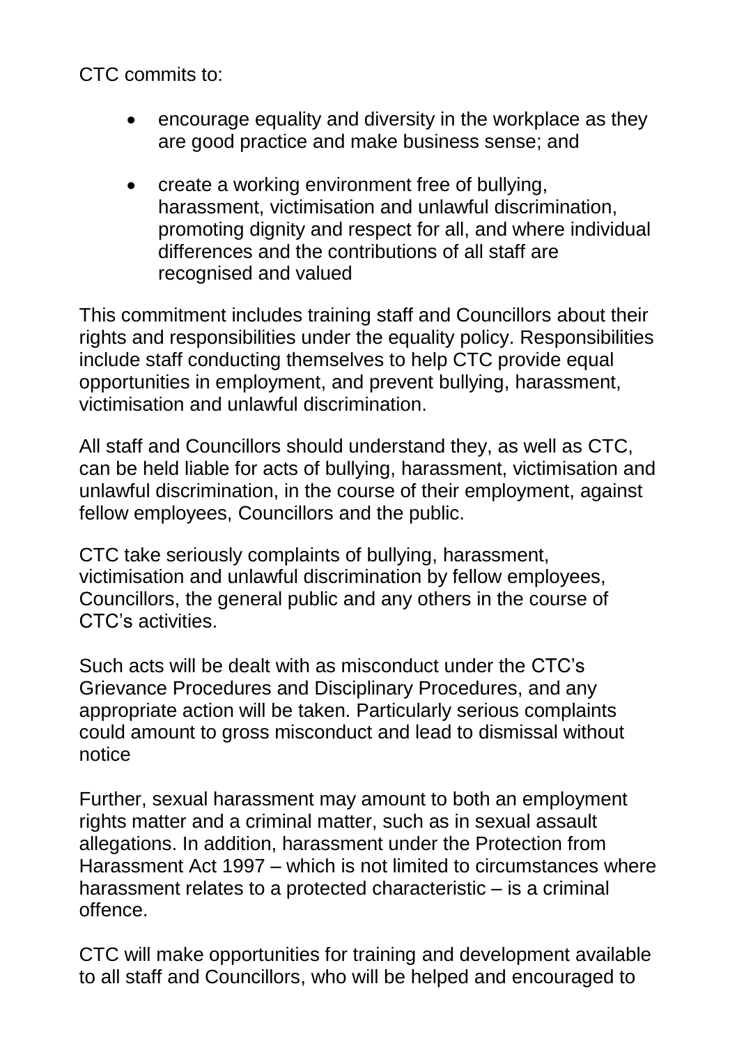CTC commits to:

- encourage equality and diversity in the workplace as they are good practice and make business sense; and
- create a working environment free of bullying, harassment, victimisation and unlawful discrimination, promoting dignity and respect for all, and where individual differences and the contributions of all staff are recognised and valued

This commitment includes training staff and Councillors about their rights and responsibilities under the equality policy. Responsibilities include staff conducting themselves to help CTC provide equal opportunities in employment, and prevent bullying, harassment, victimisation and unlawful discrimination.

All staff and Councillors should understand they, as well as CTC, can be held liable for acts of bullying, harassment, victimisation and unlawful discrimination, in the course of their employment, against fellow employees, Councillors and the public.

CTC take seriously complaints of bullying, harassment, victimisation and unlawful discrimination by fellow employees, Councillors, the general public and any others in the course of CTC's activities.

Such acts will be dealt with as misconduct under the CTC's Grievance Procedures and Disciplinary Procedures, and any appropriate action will be taken. Particularly serious complaints could amount to gross misconduct and lead to dismissal without notice

Further, sexual harassment may amount to both an employment rights matter and a criminal matter, such as in sexual assault allegations. In addition, harassment under the Protection from Harassment Act 1997 – which is not limited to circumstances where harassment relates to a protected characteristic – is a criminal offence.

CTC will make opportunities for training and development available to all staff and Councillors, who will be helped and encouraged to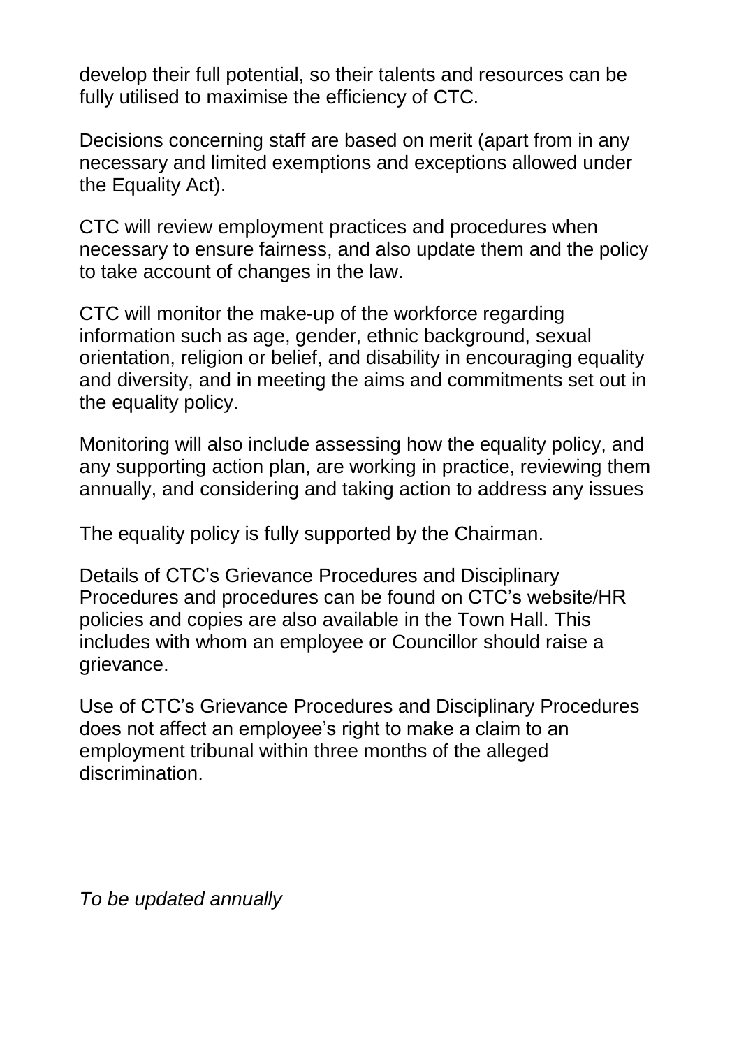develop their full potential, so their talents and resources can be fully utilised to maximise the efficiency of CTC.

Decisions concerning staff are based on merit (apart from in any necessary and limited exemptions and exceptions allowed under the Equality Act).

CTC will review employment practices and procedures when necessary to ensure fairness, and also update them and the policy to take account of changes in the law.

CTC will monitor the make-up of the workforce regarding information such as age, gender, ethnic background, sexual orientation, religion or belief, and disability in encouraging equality and diversity, and in meeting the aims and commitments set out in the equality policy.

Monitoring will also include assessing how the equality policy, and any supporting action plan, are working in practice, reviewing them annually, and considering and taking action to address any issues

The equality policy is fully supported by the Chairman.

Details of CTC's Grievance Procedures and Disciplinary Procedures and procedures can be found on CTC's website/HR policies and copies are also available in the Town Hall. This includes with whom an employee or Councillor should raise a grievance.

Use of CTC's Grievance Procedures and Disciplinary Procedures does not affect an employee's right to make a claim to an employment tribunal within three months of the alleged discrimination.

*To be updated annually*